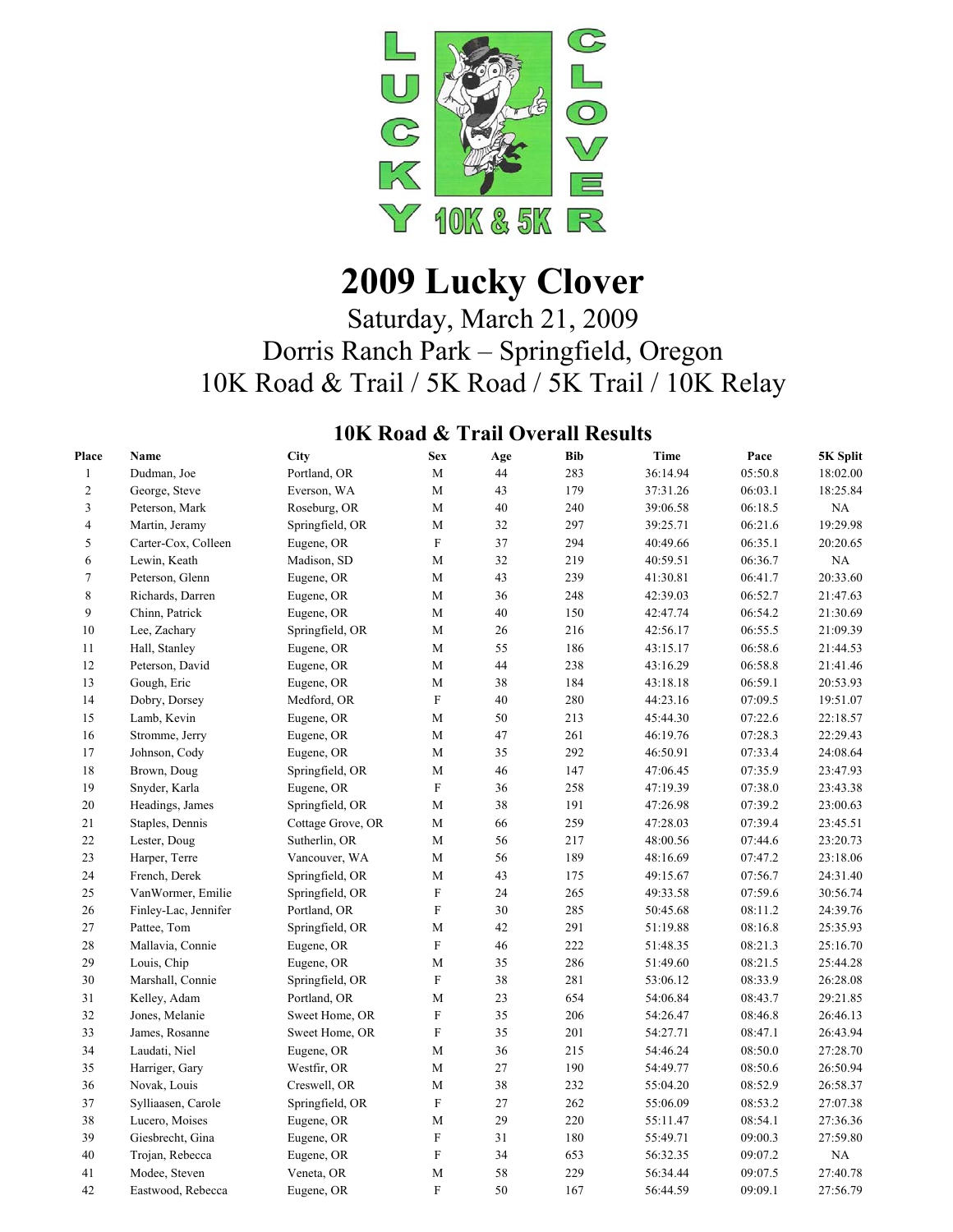# 2009 Lucky Clover

Saturday, March 21, 2009

Dorris Ranch Park – Springfield, Oregon

10K Road & Trail / 5K Road / 5K Trail / 10K Relay

## 10K Road & Trail Overall Results

| Place | Name | City | Sex | Age | Bib | Time | Pace | 5K Split |
|---|---|---|---|---|---|---|---|---|
| 1 | Dudman, Joe | Portland, OR | M | 44 | 283 | 36:14.94 | 05:50.8 | 18:02.00 |
| 2 | George, Steve | Everson, WA | M | 43 | 179 | 37:31.26 | 06:03.1 | 18:25.84 |
| 3 | Peterson, Mark | Roseburg, OR | M | 40 | 240 | 39:06.58 | 06:18.5 | NA |
| 4 | Martin, Jeramy | Springfield, OR | M | 32 | 297 | 39:25.71 | 06:21.6 | 19:29.98 |
| 5 | Carter-Cox, Colleen | Eugene, OR | F | 37 | 294 | 40:49.66 | 06:35.1 | 20:20.65 |
| 6 | Lewin, Keath | Madison, SD | M | 32 | 219 | 40:59.51 | 06:36.7 | NA |
| 7 | Peterson, Glenn | Eugene, OR | M | 43 | 239 | 41:30.81 | 06:41.7 | 20:33.60 |
| 8 | Richards, Darren | Eugene, OR | M | 36 | 248 | 42:39.03 | 06:52.7 | 21:47.63 |
| 9 | Chinn, Patrick | Eugene, OR | M | 40 | 150 | 42:47.74 | 06:54.2 | 21:30.69 |
| 10 | Lee, Zachary | Springfield, OR | M | 26 | 216 | 42:56.17 | 06:55.5 | 21:09.39 |
| 11 | Hall, Stanley | Eugene, OR | M | 55 | 186 | 43:15.17 | 06:58.6 | 21:44.53 |
| 12 | Peterson, David | Eugene, OR | M | 44 | 238 | 43:16.29 | 06:58.8 | 21:41.46 |
| 13 | Gough, Eric | Eugene, OR | M | 38 | 184 | 43:18.18 | 06:59.1 | 20:53.93 |
| 14 | Dobry, Dorsey | Medford, OR | F | 40 | 280 | 44:23.16 | 07:09.5 | 19:51.07 |
| 15 | Lamb, Kevin | Eugene, OR | M | 50 | 213 | 45:44.30 | 07:22.6 | 22:18.57 |
| 16 | Stromme, Jerry | Eugene, OR | M | 47 | 261 | 46:19.76 | 07:28.3 | 22:29.43 |
| 17 | Johnson, Cody | Eugene, OR | M | 35 | 292 | 46:50.91 | 07:33.4 | 24:08.64 |
| 18 | Brown, Doug | Springfield, OR | M | 46 | 147 | 47:06.45 | 07:35.9 | 23:47.93 |
| 19 | Snyder, Karla | Eugene, OR | F | 36 | 258 | 47:19.39 | 07:38.0 | 23:43.38 |
| 20 | Headings, James | Springfield, OR | M | 38 | 191 | 47:26.98 | 07:39.2 | 23:00.63 |
| 21 | Staples, Dennis | Cottage Grove, OR | M | 66 | 259 | 47:28.03 | 07:39.4 | 23:45.51 |
| 22 | Lester, Doug | Sutherlin, OR | M | 56 | 217 | 48:00.56 | 07:44.6 | 23:20.73 |
| 23 | Harper, Terre | Vancouver, WA | M | 56 | 189 | 48:16.69 | 07:47.2 | 23:18.06 |
| 24 | French, Derek | Springfield, OR | M | 43 | 175 | 49:15.67 | 07:56.7 | 24:31.40 |
| 25 | VanWormer, Emilie | Springfield, OR | F | 24 | 265 | 49:33.58 | 07:59.6 | 30:56.74 |
| 26 | Finley-Lac, Jennifer | Portland, OR | F | 30 | 285 | 50:45.68 | 08:11.2 | 24:39.76 |
| 27 | Pattee, Tom | Springfield, OR | M | 42 | 291 | 51:19.88 | 08:16.8 | 25:35.93 |
| 28 | Mallavia, Connie | Eugene, OR | F | 46 | 222 | 51:48.35 | 08:21.3 | 25:16.70 |
| 29 | Louis, Chip | Eugene, OR | M | 35 | 286 | 51:49.60 | 08:21.5 | 25:44.28 |
| 30 | Marshall, Connie | Springfield, OR | F | 38 | 281 | 53:06.12 | 08:33.9 | 26:28.08 |
| 31 | Kelley, Adam | Portland, OR | M | 23 | 654 | 54:06.84 | 08:43.7 | 29:21.85 |
| 32 | Jones, Melanie | Sweet Home, OR | F | 35 | 206 | 54:26.47 | 08:46.8 | 26:46.13 |
| 33 | James, Rosanne | Sweet Home, OR | F | 35 | 201 | 54:27.71 | 08:47.1 | 26:43.94 |
| 34 | Laudati, Niel | Eugene, OR | M | 36 | 215 | 54:46.24 | 08:50.0 | 27:28.70 |
| 35 | Harriger, Gary | Westfir, OR | M | 27 | 190 | 54:49.77 | 08:50.6 | 26:50.94 |
| 36 | Novak, Louis | Creswell, OR | M | 38 | 232 | 55:04.20 | 08:52.9 | 26:58.37 |
| 37 | Sylliaasen, Carole | Springfield, OR | F | 27 | 262 | 55:06.09 | 08:53.2 | 27:07.38 |
| 38 | Lucero, Moises | Eugene, OR | M | 29 | 220 | 55:11.47 | 08:54.1 | 27:36.36 |
| 39 | Giesbrecht, Gina | Eugene, OR | F | 31 | 180 | 55:49.71 | 09:00.3 | 27:59.80 |
| 40 | Trojan, Rebecca | Eugene, OR | F | 34 | 653 | 56:32.35 | 09:07.2 | NA |
| 41 | Modee, Steven | Veneta, OR | M | 58 | 229 | 56:34.44 | 09:07.5 | 27:40.78 |
| 42 | Eastwood, Rebecca | Eugene, OR | F | 50 | 167 | 56:44.59 | 09:09.1 | 27:56.79 |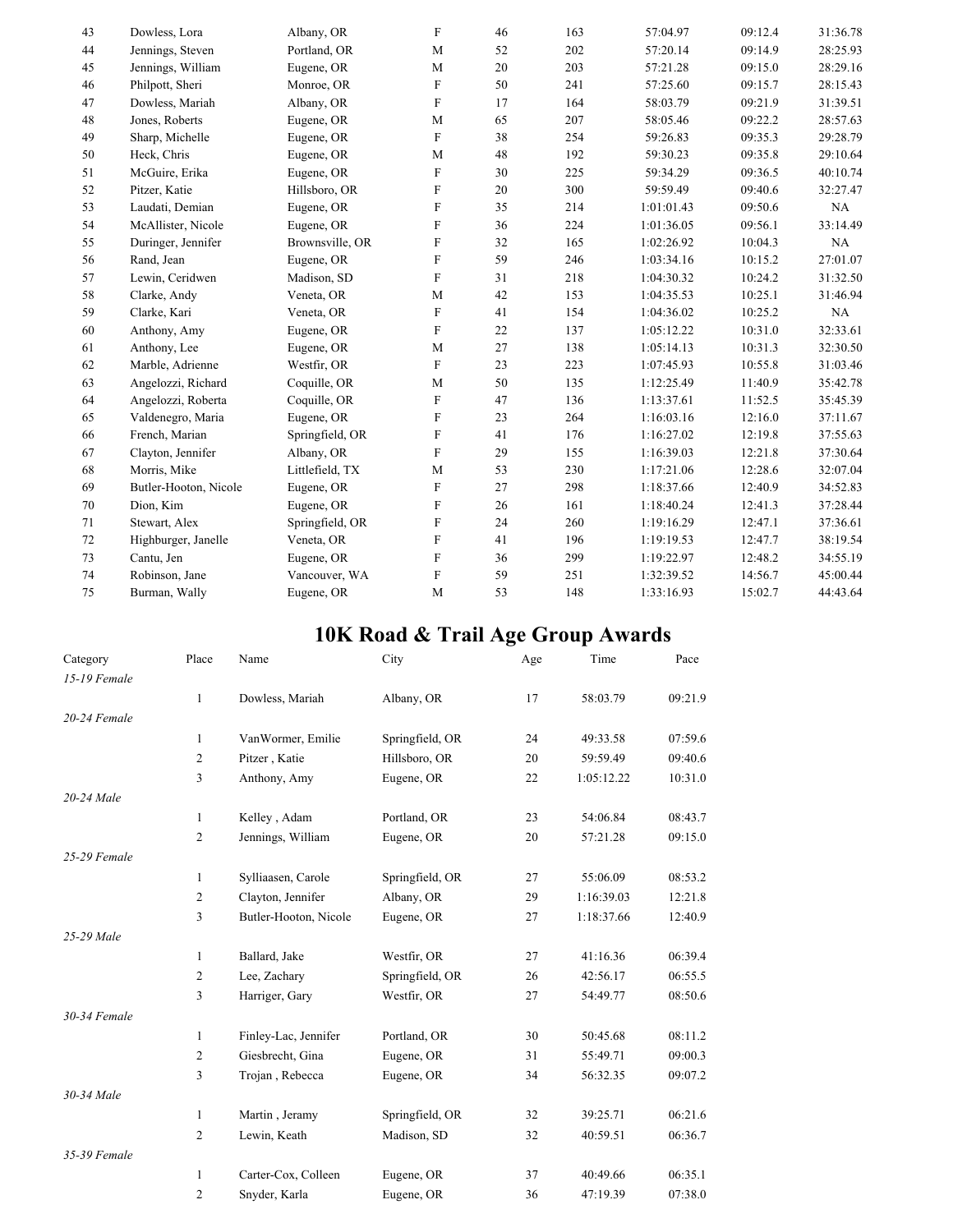| | | | | | | | | |
|---|---|---|---|---|---|---|---|---|
| 43 | Dowless, Lora | Albany, OR | F | 46 | 163 | 57:04.97 | 09:12.4 | 31:36.78 |
| 44 | Jennings, Steven | Portland, OR | M | 52 | 202 | 57:20.14 | 09:14.9 | 28:25.93 |
| 45 | Jennings, William | Eugene, OR | M | 20 | 203 | 57:21.28 | 09:15.0 | 28:29.16 |
| 46 | Philpott, Sheri | Monroe, OR | F | 50 | 241 | 57:25.60 | 09:15.7 | 28:15.43 |
| 47 | Dowless, Mariah | Albany, OR | F | 17 | 164 | 58:03.79 | 09:21.9 | 31:39.51 |
| 48 | Jones, Roberts | Eugene, OR | M | 65 | 207 | 58:05.46 | 09:22.2 | 28:57.63 |
| 49 | Sharp, Michelle | Eugene, OR | F | 38 | 254 | 59:26.83 | 09:35.3 | 29:28.79 |
| 50 | Heck, Chris | Eugene, OR | M | 48 | 192 | 59:30.23 | 09:35.8 | 29:10.64 |
| 51 | McGuire, Erika | Eugene, OR | F | 30 | 225 | 59:34.29 | 09:36.5 | 40:10.74 |
| 52 | Pitzer, Katie | Hillsboro, OR | F | 20 | 300 | 59:59.49 | 09:40.6 | 32:27.47 |
| 53 | Laudati, Demian | Eugene, OR | F | 35 | 214 | 1:01:01.43 | 09:50.6 | NA |
| 54 | McAllister, Nicole | Eugene, OR | F | 36 | 224 | 1:01:36.05 | 09:56.1 | 33:14.49 |
| 55 | Duringer, Jennifer | Brownsville, OR | F | 32 | 165 | 1:02:26.92 | 10:04.3 | NA |
| 56 | Rand, Jean | Eugene, OR | F | 59 | 246 | 1:03:34.16 | 10:15.2 | 27:01.07 |
| 57 | Lewin, Ceridwen | Madison, SD | F | 31 | 218 | 1:04:30.32 | 10:24.2 | 31:32.50 |
| 58 | Clarke, Andy | Veneta, OR | M | 42 | 153 | 1:04:35.53 | 10:25.1 | 31:46.94 |
| 59 | Clarke, Kari | Veneta, OR | F | 41 | 154 | 1:04:36.02 | 10:25.2 | NA |
| 60 | Anthony, Amy | Eugene, OR | F | 22 | 137 | 1:05:12.22 | 10:31.0 | 32:33.61 |
| 61 | Anthony, Lee | Eugene, OR | M | 27 | 138 | 1:05:14.13 | 10:31.3 | 32:30.50 |
| 62 | Marble, Adrienne | Westfir, OR | F | 23 | 223 | 1:07:45.93 | 10:55.8 | 31:03.46 |
| 63 | Angelozzi, Richard | Coquille, OR | M | 50 | 135 | 1:12:25.49 | 11:40.9 | 35:42.78 |
| 64 | Angelozzi, Roberta | Coquille, OR | F | 47 | 136 | 1:13:37.61 | 11:52.5 | 35:45.39 |
| 65 | Valdenegro, Maria | Eugene, OR | F | 23 | 264 | 1:16:03.16 | 12:16.0 | 37:11.67 |
| 66 | French, Marian | Springfield, OR | F | 41 | 176 | 1:16:27.02 | 12:19.8 | 37:55.63 |
| 67 | Clayton, Jennifer | Albany, OR | F | 29 | 155 | 1:16:39.03 | 12:21.8 | 37:30.64 |
| 68 | Morris, Mike | Littlefield, TX | M | 53 | 230 | 1:17:21.06 | 12:28.6 | 32:07.04 |
| 69 | Butler-Hooton, Nicole | Eugene, OR | F | 27 | 298 | 1:18:37.66 | 12:40.9 | 34:52.83 |
| 70 | Dion, Kim | Eugene, OR | F | 26 | 161 | 1:18:40.24 | 12:41.3 | 37:28.44 |
| 71 | Stewart, Alex | Springfield, OR | F | 24 | 260 | 1:19:16.29 | 12:47.1 | 37:36.61 |
| 72 | Highburger, Janelle | Veneta, OR | F | 41 | 196 | 1:19:19.53 | 12:47.7 | 38:19.54 |
| 73 | Cantu, Jen | Eugene, OR | F | 36 | 299 | 1:19:22.97 | 12:48.2 | 34:55.19 |
| 74 | Robinson, Jane | Vancouver, WA | F | 59 | 251 | 1:32:39.52 | 14:56.7 | 45:00.44 |
| 75 | Burman, Wally | Eugene, OR | M | 53 | 148 | 1:33:16.93 | 15:02.7 | 44:43.64 |

# 10K Road & Trail Age Group Awards

| Category | Place | Name | City | Age | Time | Pace |
|---|---|---|---|---|---|---|
| *15-19 Female* | | | | | | |
| | 1 | Dowless, Mariah | Albany, OR | 17 | 58:03.79 | 09:21.9 |
| *20-24 Female* | | | | | | |
| | 1 | VanWormer, Emilie | Springfield, OR | 24 | 49:33.58 | 07:59.6 |
| | 2 | Pitzer , Katie | Hillsboro, OR | 20 | 59:59.49 | 09:40.6 |
| | 3 | Anthony, Amy | Eugene, OR | 22 | 1:05:12.22 | 10:31.0 |
| *20-24 Male* | | | | | | |
| | 1 | Kelley , Adam | Portland, OR | 23 | 54:06.84 | 08:43.7 |
| | 2 | Jennings, William | Eugene, OR | 20 | 57:21.28 | 09:15.0 |
| *25-29 Female* | | | | | | |
| | 1 | Sylliaasen, Carole | Springfield, OR | 27 | 55:06.09 | 08:53.2 |
| | 2 | Clayton, Jennifer | Albany, OR | 29 | 1:16:39.03 | 12:21.8 |
| | 3 | Butler-Hooton, Nicole | Eugene, OR | 27 | 1:18:37.66 | 12:40.9 |
| *25-29 Male* | | | | | | |
| | 1 | Ballard, Jake | Westfir, OR | 27 | 41:16.36 | 06:39.4 |
| | 2 | Lee, Zachary | Springfield, OR | 26 | 42:56.17 | 06:55.5 |
| | 3 | Harriger, Gary | Westfir, OR | 27 | 54:49.77 | 08:50.6 |
| *30-34 Female* | | | | | | |
| | 1 | Finley-Lac, Jennifer | Portland, OR | 30 | 50:45.68 | 08:11.2 |
| | 2 | Giesbrecht, Gina | Eugene, OR | 31 | 55:49.71 | 09:00.3 |
| | 3 | Trojan , Rebecca | Eugene, OR | 34 | 56:32.35 | 09:07.2 |
| *30-34 Male* | | | | | | |
| | 1 | Martin , Jeramy | Springfield, OR | 32 | 39:25.71 | 06:21.6 |
| | 2 | Lewin, Keath | Madison, SD | 32 | 40:59.51 | 06:36.7 |
| *35-39 Female* | | | | | | |
| | 1 | Carter-Cox, Colleen | Eugene, OR | 37 | 40:49.66 | 06:35.1 |
| | 2 | Snyder, Karla | Eugene, OR | 36 | 47:19.39 | 07:38.0 |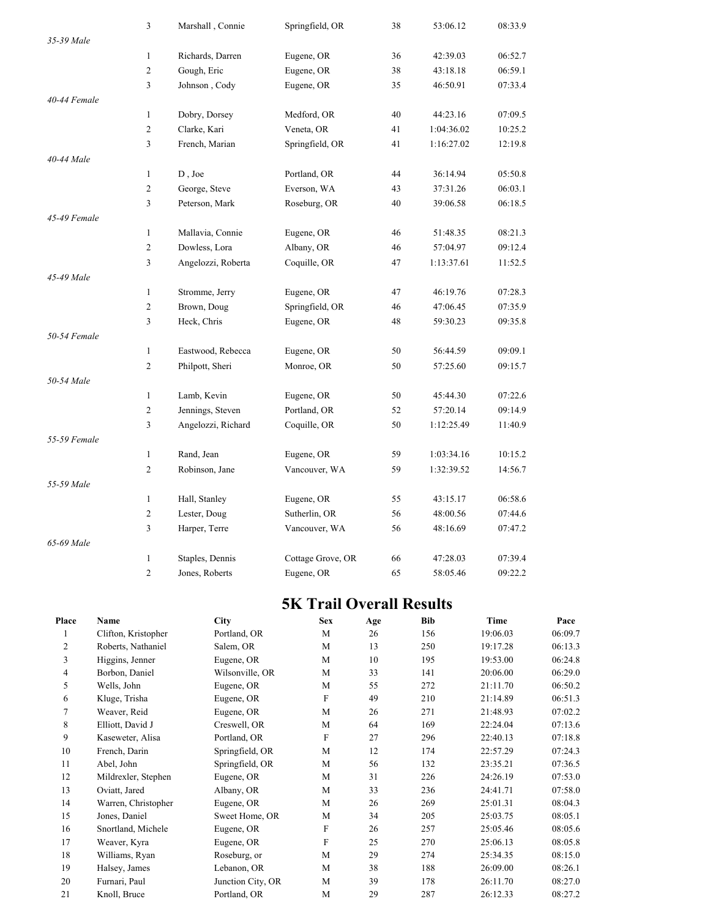| | Place | Name | City | Age | Time | Pace |
|---|---|---|---|---|---|---|
| | 3 | Marshall , Connie | Springfield, OR | 38 | 53:06.12 | 08:33.9 |
| *35-39 Male* | | | | | | |
| | 1 | Richards, Darren | Eugene, OR | 36 | 42:39.03 | 06:52.7 |
| | 2 | Gough, Eric | Eugene, OR | 38 | 43:18.18 | 06:59.1 |
| | 3 | Johnson , Cody | Eugene, OR | 35 | 46:50.91 | 07:33.4 |
| *40-44 Female* | | | | | | |
| | 1 | Dobry, Dorsey | Medford, OR | 40 | 44:23.16 | 07:09.5 |
| | 2 | Clarke, Kari | Veneta, OR | 41 | 1:04:36.02 | 10:25.2 |
| | 3 | French, Marian | Springfield, OR | 41 | 1:16:27.02 | 12:19.8 |
| *40-44 Male* | | | | | | |
| | 1 | D , Joe | Portland, OR | 44 | 36:14.94 | 05:50.8 |
| | 2 | George, Steve | Everson, WA | 43 | 37:31.26 | 06:03.1 |
| | 3 | Peterson, Mark | Roseburg, OR | 40 | 39:06.58 | 06:18.5 |
| *45-49 Female* | | | | | | |
| | 1 | Mallavia, Connie | Eugene, OR | 46 | 51:48.35 | 08:21.3 |
| | 2 | Dowless, Lora | Albany, OR | 46 | 57:04.97 | 09:12.4 |
| | 3 | Angelozzi, Roberta | Coquille, OR | 47 | 1:13:37.61 | 11:52.5 |
| *45-49 Male* | | | | | | |
| | 1 | Stromme, Jerry | Eugene, OR | 47 | 46:19.76 | 07:28.3 |
| | 2 | Brown, Doug | Springfield, OR | 46 | 47:06.45 | 07:35.9 |
| | 3 | Heck, Chris | Eugene, OR | 48 | 59:30.23 | 09:35.8 |
| *50-54 Female* | | | | | | |
| | 1 | Eastwood, Rebecca | Eugene, OR | 50 | 56:44.59 | 09:09.1 |
| | 2 | Philpott, Sheri | Monroe, OR | 50 | 57:25.60 | 09:15.7 |
| *50-54 Male* | | | | | | |
| | 1 | Lamb, Kevin | Eugene, OR | 50 | 45:44.30 | 07:22.6 |
| | 2 | Jennings, Steven | Portland, OR | 52 | 57:20.14 | 09:14.9 |
| | 3 | Angelozzi, Richard | Coquille, OR | 50 | 1:12:25.49 | 11:40.9 |
| *55-59 Female* | | | | | | |
| | 1 | Rand, Jean | Eugene, OR | 59 | 1:03:34.16 | 10:15.2 |
| | 2 | Robinson, Jane | Vancouver, WA | 59 | 1:32:39.52 | 14:56.7 |
| *55-59 Male* | | | | | | |
| | 1 | Hall, Stanley | Eugene, OR | 55 | 43:15.17 | 06:58.6 |
| | 2 | Lester, Doug | Sutherlin, OR | 56 | 48:00.56 | 07:44.6 |
| | 3 | Harper, Terre | Vancouver, WA | 56 | 48:16.69 | 07:47.2 |
| *65-69 Male* | | | | | | |
| | 1 | Staples, Dennis | Cottage Grove, OR | 66 | 47:28.03 | 07:39.4 |
| | 2 | Jones, Roberts | Eugene, OR | 65 | 58:05.46 | 09:22.2 |

# 5K Trail Overall Results

| Place | Name | City | Sex | Age | Bib | Time | Pace |
|---|---|---|---|---|---|---|---|
| 1 | Clifton, Kristopher | Portland, OR | M | 26 | 156 | 19:06.03 | 06:09.7 |
| 2 | Roberts, Nathaniel | Salem, OR | M | 13 | 250 | 19:17.28 | 06:13.3 |
| 3 | Higgins, Jenner | Eugene, OR | M | 10 | 195 | 19:53.00 | 06:24.8 |
| 4 | Borbon, Daniel | Wilsonville, OR | M | 33 | 141 | 20:06.00 | 06:29.0 |
| 5 | Wells, John | Eugene, OR | M | 55 | 272 | 21:11.70 | 06:50.2 |
| 6 | Kluge, Trisha | Eugene, OR | F | 49 | 210 | 21:14.89 | 06:51.3 |
| 7 | Weaver, Reid | Eugene, OR | M | 26 | 271 | 21:48.93 | 07:02.2 |
| 8 | Elliott, David J | Creswell, OR | M | 64 | 169 | 22:24.04 | 07:13.6 |
| 9 | Kaseweter, Alisa | Portland, OR | F | 27 | 296 | 22:40.13 | 07:18.8 |
| 10 | French, Darin | Springfield, OR | M | 12 | 174 | 22:57.29 | 07:24.3 |
| 11 | Abel, John | Springfield, OR | M | 56 | 132 | 23:35.21 | 07:36.5 |
| 12 | Mildrexler, Stephen | Eugene, OR | M | 31 | 226 | 24:26.19 | 07:53.0 |
| 13 | Oviatt, Jared | Albany, OR | M | 33 | 236 | 24:41.71 | 07:58.0 |
| 14 | Warren, Christopher | Eugene, OR | M | 26 | 269 | 25:01.31 | 08:04.3 |
| 15 | Jones, Daniel | Sweet Home, OR | M | 34 | 205 | 25:03.75 | 08:05.1 |
| 16 | Snortland, Michele | Eugene, OR | F | 26 | 257 | 25:05.46 | 08:05.6 |
| 17 | Weaver, Kyra | Eugene, OR | F | 25 | 270 | 25:06.13 | 08:05.8 |
| 18 | Williams, Ryan | Roseburg, or | M | 29 | 274 | 25:34.35 | 08:15.0 |
| 19 | Halsey, James | Lebanon, OR | M | 38 | 188 | 26:09.00 | 08:26.1 |
| 20 | Furnari, Paul | Junction City, OR | M | 39 | 178 | 26:11.70 | 08:27.0 |
| 21 | Knoll, Bruce | Portland, OR | M | 29 | 287 | 26:12.33 | 08:27.2 |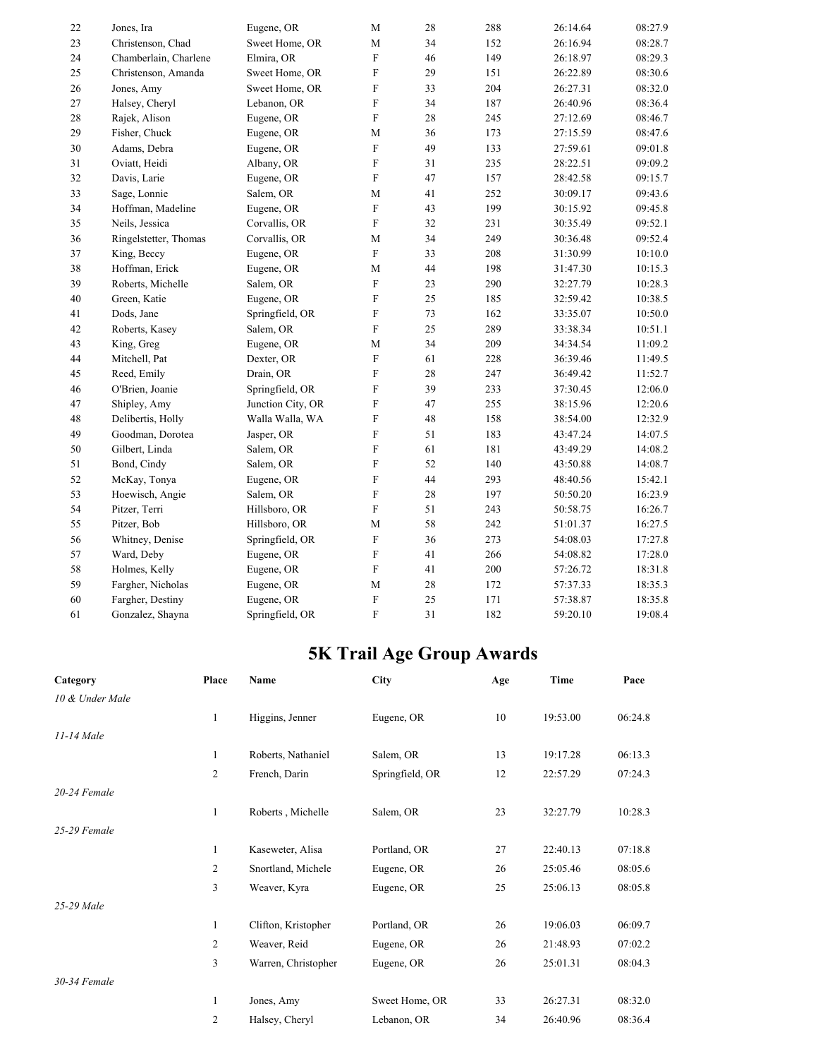| | | | | | | | |
|---|---|---|---|---|---|---|---|
| 22 | Jones, Ira | Eugene, OR | M | 28 | 288 | 26:14.64 | 08:27.9 |
| 23 | Christenson, Chad | Sweet Home, OR | M | 34 | 152 | 26:16.94 | 08:28.7 |
| 24 | Chamberlain, Charlene | Elmira, OR | F | 46 | 149 | 26:18.97 | 08:29.3 |
| 25 | Christenson, Amanda | Sweet Home, OR | F | 29 | 151 | 26:22.89 | 08:30.6 |
| 26 | Jones, Amy | Sweet Home, OR | F | 33 | 204 | 26:27.31 | 08:32.0 |
| 27 | Halsey, Cheryl | Lebanon, OR | F | 34 | 187 | 26:40.96 | 08:36.4 |
| 28 | Rajek, Alison | Eugene, OR | F | 28 | 245 | 27:12.69 | 08:46.7 |
| 29 | Fisher, Chuck | Eugene, OR | M | 36 | 173 | 27:15.59 | 08:47.6 |
| 30 | Adams, Debra | Eugene, OR | F | 49 | 133 | 27:59.61 | 09:01.8 |
| 31 | Oviatt, Heidi | Albany, OR | F | 31 | 235 | 28:22.51 | 09:09.2 |
| 32 | Davis, Larie | Eugene, OR | F | 47 | 157 | 28:42.58 | 09:15.7 |
| 33 | Sage, Lonnie | Salem, OR | M | 41 | 252 | 30:09.17 | 09:43.6 |
| 34 | Hoffman, Madeline | Eugene, OR | F | 43 | 199 | 30:15.92 | 09:45.8 |
| 35 | Neils, Jessica | Corvallis, OR | F | 32 | 231 | 30:35.49 | 09:52.1 |
| 36 | Ringelstetter, Thomas | Corvallis, OR | M | 34 | 249 | 30:36.48 | 09:52.4 |
| 37 | King, Beccy | Eugene, OR | F | 33 | 208 | 31:30.99 | 10:10.0 |
| 38 | Hoffman, Erick | Eugene, OR | M | 44 | 198 | 31:47.30 | 10:15.3 |
| 39 | Roberts, Michelle | Salem, OR | F | 23 | 290 | 32:27.79 | 10:28.3 |
| 40 | Green, Katie | Eugene, OR | F | 25 | 185 | 32:59.42 | 10:38.5 |
| 41 | Dods, Jane | Springfield, OR | F | 73 | 162 | 33:35.07 | 10:50.0 |
| 42 | Roberts, Kasey | Salem, OR | F | 25 | 289 | 33:38.34 | 10:51.1 |
| 43 | King, Greg | Eugene, OR | M | 34 | 209 | 34:34.54 | 11:09.2 |
| 44 | Mitchell, Pat | Dexter, OR | F | 61 | 228 | 36:39.46 | 11:49.5 |
| 45 | Reed, Emily | Drain, OR | F | 28 | 247 | 36:49.42 | 11:52.7 |
| 46 | O'Brien, Joanie | Springfield, OR | F | 39 | 233 | 37:30.45 | 12:06.0 |
| 47 | Shipley, Amy | Junction City, OR | F | 47 | 255 | 38:15.96 | 12:20.6 |
| 48 | Delibertis, Holly | Walla Walla, WA | F | 48 | 158 | 38:54.00 | 12:32.9 |
| 49 | Goodman, Dorotea | Jasper, OR | F | 51 | 183 | 43:47.24 | 14:07.5 |
| 50 | Gilbert, Linda | Salem, OR | F | 61 | 181 | 43:49.29 | 14:08.2 |
| 51 | Bond, Cindy | Salem, OR | F | 52 | 140 | 43:50.88 | 14:08.7 |
| 52 | McKay, Tonya | Eugene, OR | F | 44 | 293 | 48:40.56 | 15:42.1 |
| 53 | Hoewisch, Angie | Salem, OR | F | 28 | 197 | 50:50.20 | 16:23.9 |
| 54 | Pitzer, Terri | Hillsboro, OR | F | 51 | 243 | 50:58.75 | 16:26.7 |
| 55 | Pitzer, Bob | Hillsboro, OR | M | 58 | 242 | 51:01.37 | 16:27.5 |
| 56 | Whitney, Denise | Springfield, OR | F | 36 | 273 | 54:08.03 | 17:27.8 |
| 57 | Ward, Deby | Eugene, OR | F | 41 | 266 | 54:08.82 | 17:28.0 |
| 58 | Holmes, Kelly | Eugene, OR | F | 41 | 200 | 57:26.72 | 18:31.8 |
| 59 | Fargher, Nicholas | Eugene, OR | M | 28 | 172 | 57:37.33 | 18:35.3 |
| 60 | Fargher, Destiny | Eugene, OR | F | 25 | 171 | 57:38.87 | 18:35.8 |
| 61 | Gonzalez, Shayna | Springfield, OR | F | 31 | 182 | 59:20.10 | 19:08.4 |

# 5K Trail Age Group Awards

| Category | Place | Name | City | Age | Time | Pace |
|---|---|---|---|---|---|---|
| *10 & Under Male* | | | | | | |
| | 1 | Higgins, Jenner | Eugene, OR | 10 | 19:53.00 | 06:24.8 |
| *11-14 Male* | | | | | | |
| | 1 | Roberts, Nathaniel | Salem, OR | 13 | 19:17.28 | 06:13.3 |
| | 2 | French, Darin | Springfield, OR | 12 | 22:57.29 | 07:24.3 |
| *20-24 Female* | | | | | | |
| | 1 | Roberts , Michelle | Salem, OR | 23 | 32:27.79 | 10:28.3 |
| *25-29 Female* | | | | | | |
| | 1 | Kaseweter, Alisa | Portland, OR | 27 | 22:40.13 | 07:18.8 |
| | 2 | Snortland, Michele | Eugene, OR | 26 | 25:05.46 | 08:05.6 |
| | 3 | Weaver, Kyra | Eugene, OR | 25 | 25:06.13 | 08:05.8 |
| *25-29 Male* | | | | | | |
| | 1 | Clifton, Kristopher | Portland, OR | 26 | 19:06.03 | 06:09.7 |
| | 2 | Weaver, Reid | Eugene, OR | 26 | 21:48.93 | 07:02.2 |
| | 3 | Warren, Christopher | Eugene, OR | 26 | 25:01.31 | 08:04.3 |
| *30-34 Female* | | | | | | |
| | 1 | Jones, Amy | Sweet Home, OR | 33 | 26:27.31 | 08:32.0 |
| | 2 | Halsey, Cheryl | Lebanon, OR | 34 | 26:40.96 | 08:36.4 |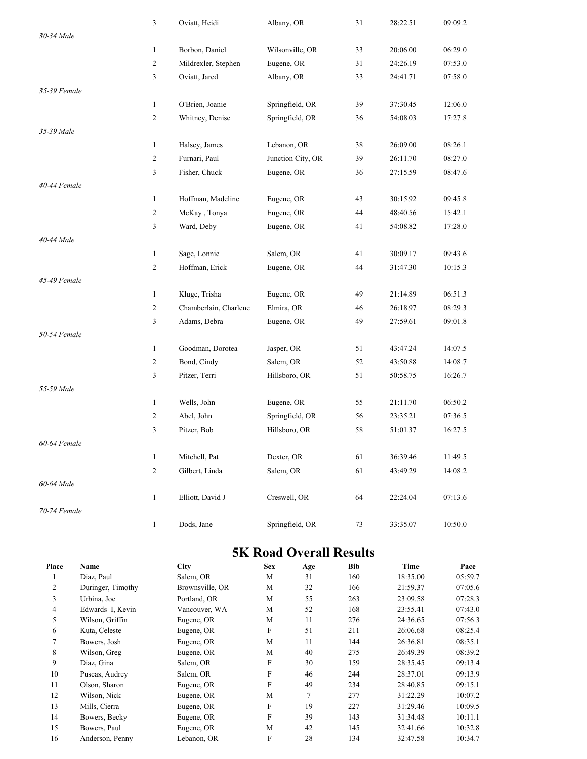| | Place | Name | City | Age | Time | Pace |
|---|---|---|---|---|---|---|
| | 3 | Oviatt, Heidi | Albany, OR | 31 | 28:22.51 | 09:09.2 |
| *30-34 Male* | | | | | | |
| | 1 | Borbon, Daniel | Wilsonville, OR | 33 | 20:06.00 | 06:29.0 |
| | 2 | Mildrexler, Stephen | Eugene, OR | 31 | 24:26.19 | 07:53.0 |
| | 3 | Oviatt, Jared | Albany, OR | 33 | 24:41.71 | 07:58.0 |
| *35-39 Female* | | | | | | |
| | 1 | O'Brien, Joanie | Springfield, OR | 39 | 37:30.45 | 12:06.0 |
| | 2 | Whitney, Denise | Springfield, OR | 36 | 54:08.03 | 17:27.8 |
| *35-39 Male* | | | | | | |
| | 1 | Halsey, James | Lebanon, OR | 38 | 26:09.00 | 08:26.1 |
| | 2 | Furnari, Paul | Junction City, OR | 39 | 26:11.70 | 08:27.0 |
| | 3 | Fisher, Chuck | Eugene, OR | 36 | 27:15.59 | 08:47.6 |
| *40-44 Female* | | | | | | |
| | 1 | Hoffman, Madeline | Eugene, OR | 43 | 30:15.92 | 09:45.8 |
| | 2 | McKay , Tonya | Eugene, OR | 44 | 48:40.56 | 15:42.1 |
| | 3 | Ward, Deby | Eugene, OR | 41 | 54:08.82 | 17:28.0 |
| *40-44 Male* | | | | | | |
| | 1 | Sage, Lonnie | Salem, OR | 41 | 30:09.17 | 09:43.6 |
| | 2 | Hoffman, Erick | Eugene, OR | 44 | 31:47.30 | 10:15.3 |
| *45-49 Female* | | | | | | |
| | 1 | Kluge, Trisha | Eugene, OR | 49 | 21:14.89 | 06:51.3 |
| | 2 | Chamberlain, Charlene | Elmira, OR | 46 | 26:18.97 | 08:29.3 |
| | 3 | Adams, Debra | Eugene, OR | 49 | 27:59.61 | 09:01.8 |
| *50-54 Female* | | | | | | |
| | 1 | Goodman, Dorotea | Jasper, OR | 51 | 43:47.24 | 14:07.5 |
| | 2 | Bond, Cindy | Salem, OR | 52 | 43:50.88 | 14:08.7 |
| | 3 | Pitzer, Terri | Hillsboro, OR | 51 | 50:58.75 | 16:26.7 |
| *55-59 Male* | | | | | | |
| | 1 | Wells, John | Eugene, OR | 55 | 21:11.70 | 06:50.2 |
| | 2 | Abel, John | Springfield, OR | 56 | 23:35.21 | 07:36.5 |
| | 3 | Pitzer, Bob | Hillsboro, OR | 58 | 51:01.37 | 16:27.5 |
| *60-64 Female* | | | | | | |
| | 1 | Mitchell, Pat | Dexter, OR | 61 | 36:39.46 | 11:49.5 |
| | 2 | Gilbert, Linda | Salem, OR | 61 | 43:49.29 | 14:08.2 |
| *60-64 Male* | | | | | | |
| | 1 | Elliott, David J | Creswell, OR | 64 | 22:24.04 | 07:13.6 |
| *70-74 Female* | | | | | | |
| | 1 | Dods, Jane | Springfield, OR | 73 | 33:35.07 | 10:50.0 |

## 5K Road Overall Results

| Place | Name | City | Sex | Age | Bib | Time | Pace |
|---|---|---|---|---|---|---|---|
| 1 | Diaz, Paul | Salem, OR | M | 31 | 160 | 18:35.00 | 05:59.7 |
| 2 | Duringer, Timothy | Brownsville, OR | M | 32 | 166 | 21:59.37 | 07:05.6 |
| 3 | Urbina, Joe | Portland, OR | M | 55 | 263 | 23:09.58 | 07:28.3 |
| 4 | Edwards I, Kevin | Vancouver, WA | M | 52 | 168 | 23:55.41 | 07:43.0 |
| 5 | Wilson, Griffin | Eugene, OR | M | 11 | 276 | 24:36.65 | 07:56.3 |
| 6 | Kuta, Celeste | Eugene, OR | F | 51 | 211 | 26:06.68 | 08:25.4 |
| 7 | Bowers, Josh | Eugene, OR | M | 11 | 144 | 26:36.81 | 08:35.1 |
| 8 | Wilson, Greg | Eugene, OR | M | 40 | 275 | 26:49.39 | 08:39.2 |
| 9 | Diaz, Gina | Salem, OR | F | 30 | 159 | 28:35.45 | 09:13.4 |
| 10 | Puscas, Audrey | Salem, OR | F | 46 | 244 | 28:37.01 | 09:13.9 |
| 11 | Olson, Sharon | Eugene, OR | F | 49 | 234 | 28:40.85 | 09:15.1 |
| 12 | Wilson, Nick | Eugene, OR | M | 7 | 277 | 31:22.29 | 10:07.2 |
| 13 | Mills, Cierra | Eugene, OR | F | 19 | 227 | 31:29.46 | 10:09.5 |
| 14 | Bowers, Becky | Eugene, OR | F | 39 | 143 | 31:34.48 | 10:11.1 |
| 15 | Bowers, Paul | Eugene, OR | M | 42 | 145 | 32:41.66 | 10:32.8 |
| 16 | Anderson, Penny | Lebanon, OR | F | 28 | 134 | 32:47.58 | 10:34.7 |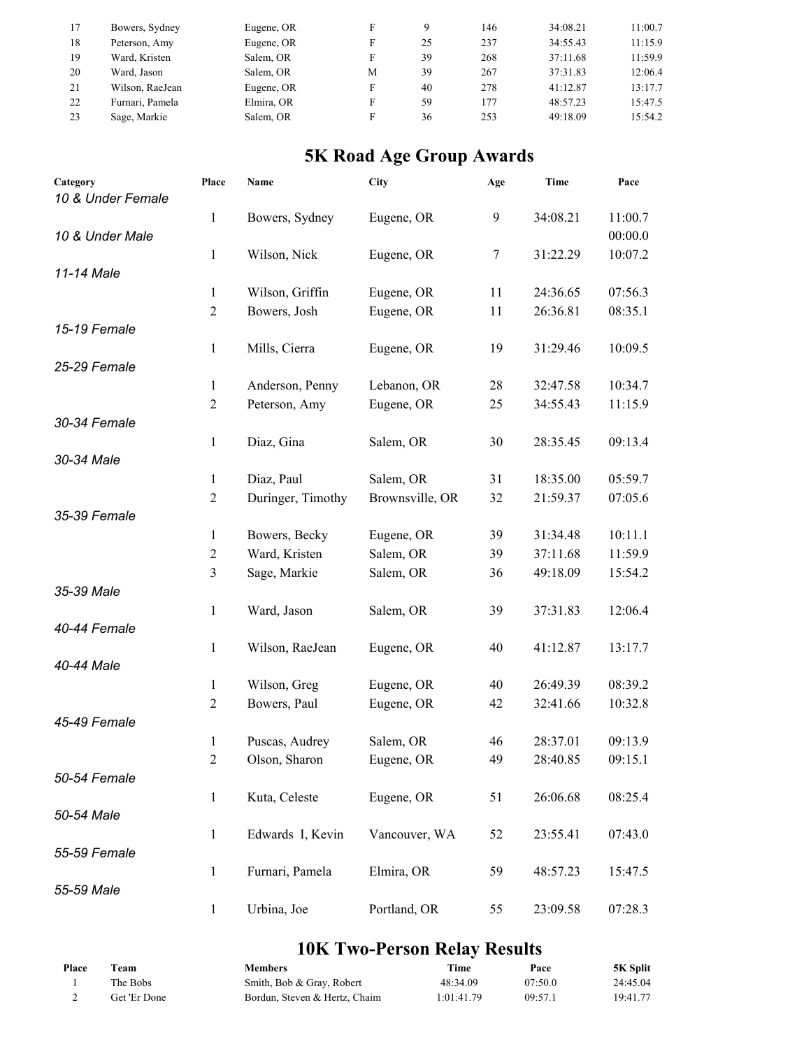| | | | | | | | |
|---|---|---|---|---|---|---|---|
| 17 | Bowers, Sydney | Eugene, OR | F | 9 | 146 | 34:08.21 | 11:00.7 |
| 18 | Peterson, Amy | Eugene, OR | F | 25 | 237 | 34:55.43 | 11:15.9 |
| 19 | Ward, Kristen | Salem, OR | F | 39 | 268 | 37:11.68 | 11:59.9 |
| 20 | Ward, Jason | Salem, OR | M | 39 | 267 | 37:31.83 | 12:06.4 |
| 21 | Wilson, RaeJean | Eugene, OR | F | 40 | 278 | 41:12.87 | 13:17.7 |
| 22 | Furnari, Pamela | Elmira, OR | F | 59 | 177 | 48:57.23 | 15:47.5 |
| 23 | Sage, Markie | Salem, OR | F | 36 | 253 | 49:18.09 | 15:54.2 |

## 5K Road Age Group Awards

| Category | Place | Name | City | Age | Time | Pace |
|---|---|---|---|---|---|---|
| *10 & Under Female* | | | | | | |
| | 1 | Bowers, Sydney | Eugene, OR | 9 | 34:08.21 | 11:00.7 |
| *10 & Under Male* | | | | | | 00:00.0 |
| | 1 | Wilson, Nick | Eugene, OR | 7 | 31:22.29 | 10:07.2 |
| *11-14 Male* | | | | | | |
| | 1 | Wilson, Griffin | Eugene, OR | 11 | 24:36.65 | 07:56.3 |
| | 2 | Bowers, Josh | Eugene, OR | 11 | 26:36.81 | 08:35.1 |
| *15-19 Female* | | | | | | |
| | 1 | Mills, Cierra | Eugene, OR | 19 | 31:29.46 | 10:09.5 |
| *25-29 Female* | | | | | | |
| | 1 | Anderson, Penny | Lebanon, OR | 28 | 32:47.58 | 10:34.7 |
| | 2 | Peterson, Amy | Eugene, OR | 25 | 34:55.43 | 11:15.9 |
| *30-34 Female* | | | | | | |
| | 1 | Diaz, Gina | Salem, OR | 30 | 28:35.45 | 09:13.4 |
| *30-34 Male* | | | | | | |
| | 1 | Diaz, Paul | Salem, OR | 31 | 18:35.00 | 05:59.7 |
| | 2 | Duringer, Timothy | Brownsville, OR | 32 | 21:59.37 | 07:05.6 |
| *35-39 Female* | | | | | | |
| | 1 | Bowers, Becky | Eugene, OR | 39 | 31:34.48 | 10:11.1 |
| | 2 | Ward, Kristen | Salem, OR | 39 | 37:11.68 | 11:59.9 |
| | 3 | Sage, Markie | Salem, OR | 36 | 49:18.09 | 15:54.2 |
| *35-39 Male* | | | | | | |
| | 1 | Ward, Jason | Salem, OR | 39 | 37:31.83 | 12:06.4 |
| *40-44 Female* | | | | | | |
| | 1 | Wilson, RaeJean | Eugene, OR | 40 | 41:12.87 | 13:17.7 |
| *40-44 Male* | | | | | | |
| | 1 | Wilson, Greg | Eugene, OR | 40 | 26:49.39 | 08:39.2 |
| | 2 | Bowers, Paul | Eugene, OR | 42 | 32:41.66 | 10:32.8 |
| *45-49 Female* | | | | | | |
| | 1 | Puscas, Audrey | Salem, OR | 46 | 28:37.01 | 09:13.9 |
| | 2 | Olson, Sharon | Eugene, OR | 49 | 28:40.85 | 09:15.1 |
| *50-54 Female* | | | | | | |
| | 1 | Kuta, Celeste | Eugene, OR | 51 | 26:06.68 | 08:25.4 |
| *50-54 Male* | | | | | | |
| | 1 | Edwards I, Kevin | Vancouver, WA | 52 | 23:55.41 | 07:43.0 |
| *55-59 Female* | | | | | | |
| | 1 | Furnari, Pamela | Elmira, OR | 59 | 48:57.23 | 15:47.5 |
| *55-59 Male* | | | | | | |
| | 1 | Urbina, Joe | Portland, OR | 55 | 23:09.58 | 07:28.3 |

## 10K Two-Person Relay Results

| Place | Team | Members | Time | Pace | 5K Split |
|---|---|---|---|---|---|
| 1 | The Bobs | Smith, Bob & Gray, Robert | 48:34.09 | 07:50.0 | 24:45.04 |
| 2 | Get 'Er Done | Bordun, Steven & Hertz, Chaim | 1:01:41.79 | 09:57.1 | 19:41.77 |